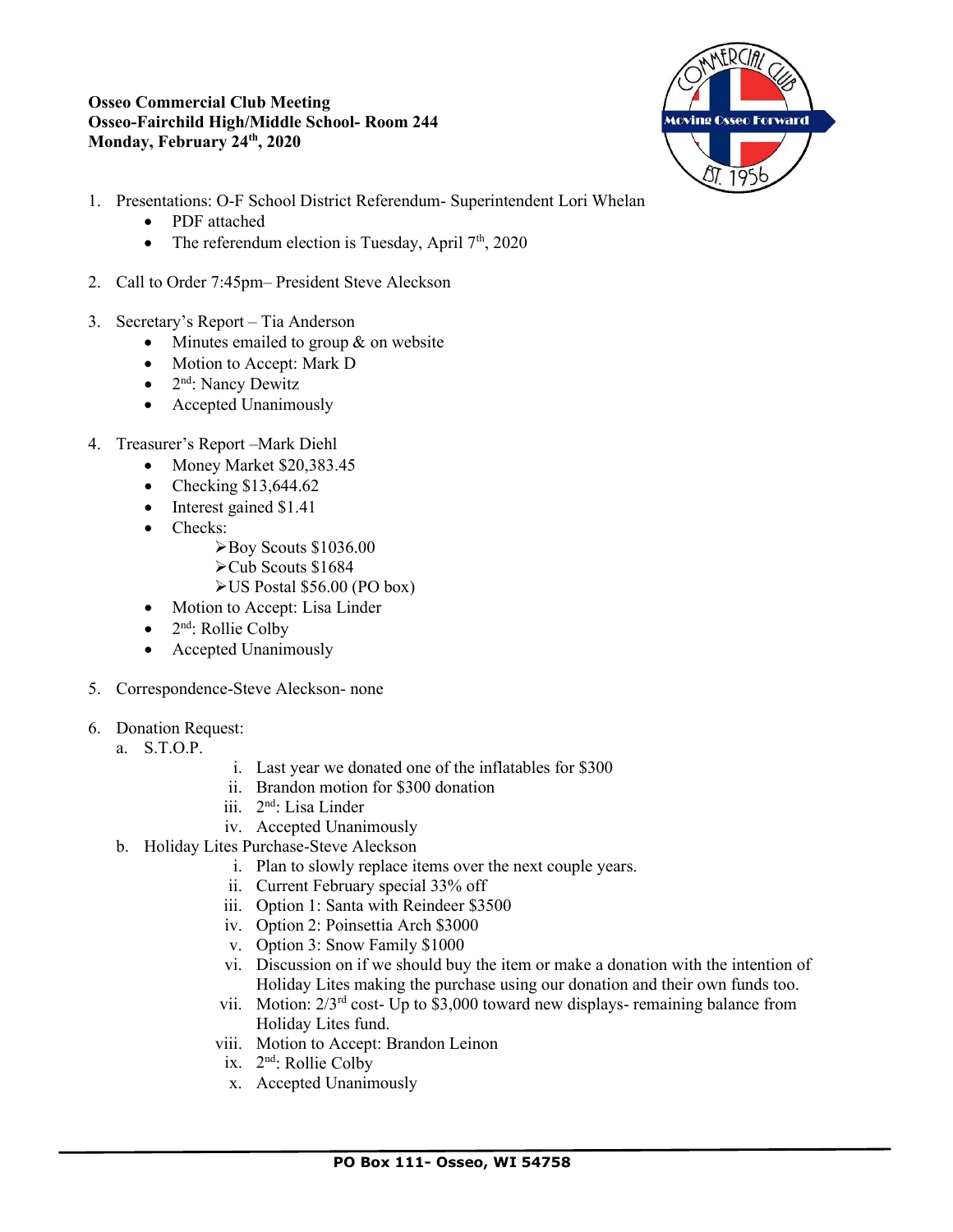**Osseo Commercial Club Meeting**
**Osseo-Fairchild High/Middle School- Room 244**
**Monday, February 24th, 2020**

1. Presentations: O-F School District Referendum- Superintendent Lori Whelan
   - PDF attached
   - The referendum election is Tuesday, April 7th, 2020

2. Call to Order 7:45pm– President Steve Aleckson

3. Secretary's Report – Tia Anderson
   - Minutes emailed to group & on website
   - Motion to Accept: Mark D
   - 2nd: Nancy Dewitz
   - Accepted Unanimously

4. Treasurer's Report –Mark Diehl
   - Money Market $20,383.45
   - Checking $13,644.62
   - Interest gained $1.41
   - Checks:
     - Boy Scouts $1036.00
     - Cub Scouts $1684
     - US Postal $56.00 (PO box)
   - Motion to Accept: Lisa Linder
   - 2nd: Rollie Colby
   - Accepted Unanimously

5. Correspondence-Steve Aleckson- none

6. Donation Request:
   a. S.T.O.P.
      i. Last year we donated one of the inflatables for $300
      ii. Brandon motion for $300 donation
      iii. 2nd: Lisa Linder
      iv. Accepted Unanimously

   b. Holiday Lites Purchase-Steve Aleckson
      i. Plan to slowly replace items over the next couple years.
      ii. Current February special 33% off
      iii. Option 1: Santa with Reindeer $3500
      iv. Option 2: Poinsettia Arch $3000
      v. Option 3: Snow Family $1000
      vi. Discussion on if we should buy the item or make a donation with the intention of Holiday Lites making the purchase using our donation and their own funds too.
      vii. Motion: 2/3rd cost- Up to $3,000 toward new displays- remaining balance from Holiday Lites fund.
      viii. Motion to Accept: Brandon Leinon
      ix. 2nd: Rollie Colby
      x. Accepted Unanimously

PO Box 111- Osseo, WI 54758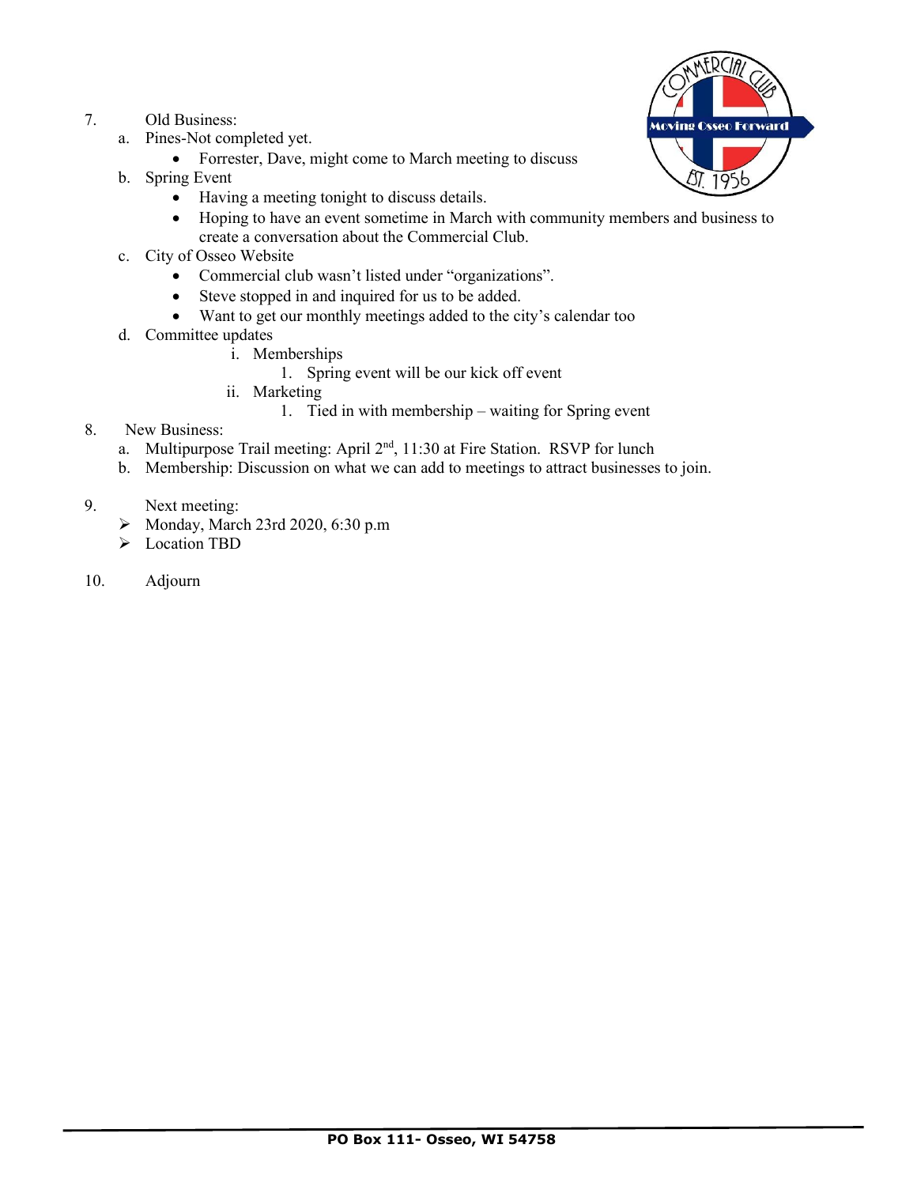7. Old Business:
   a. Pines-Not completed yet.
      - Forrester, Dave, might come to March meeting to discuss
   b. Spring Event
      - Having a meeting tonight to discuss details.
      - Hoping to have an event sometime in March with community members and business to create a conversation about the Commercial Club.
   c. City of Osseo Website
      - Commercial club wasn't listed under "organizations".
      - Steve stopped in and inquired for us to be added.
      - Want to get our monthly meetings added to the city's calendar too
   d. Committee updates
      - i. Memberships
        1. Spring event will be our kick off event
      - ii. Marketing
        1. Tied in with membership – waiting for Spring event

8. New Business:
   a. Multipurpose Trail meeting: April 2nd, 11:30 at Fire Station. RSVP for lunch
   b. Membership: Discussion on what we can add to meetings to attract businesses to join.

9. Next meeting:
   - Monday, March 23rd 2020, 6:30 p.m
   - Location TBD

10. Adjourn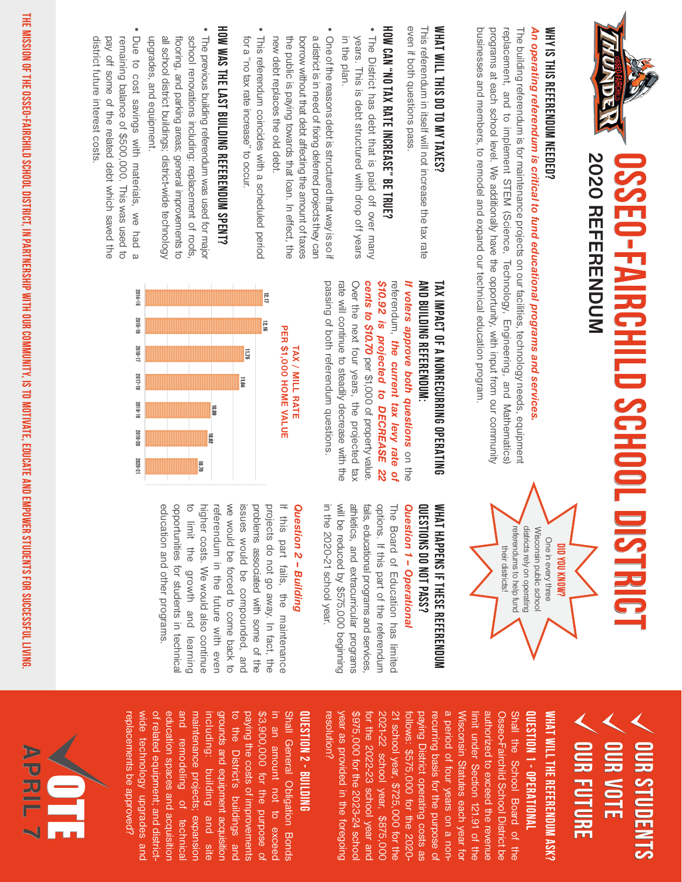# OSSEO-FAIRCHILD SCHOOL DISTRICT

## 2020 REFERENDUM

### WHY IS THIS REFERENDUM NEEDED?

***An operating referendum is critical to fund educational programs and services.*** The building referendum is for maintenance projects on our facilities, technology needs, equipment replacement, and to implement STEM (Science, Technology, Engineering, and Mathematics) programs at each school level. We additionally have the opportunity, with input from our community businesses and members, to remodel and expand our technical education program.

### WHAT WILL THIS DO TO MY TAXES?

This referendum in itself will not increase the tax rate even if both questions pass.

### HOW CAN "NO TAX RATE INCREASE" BE TRUE?

- The District has debt that is paid off over many years. This is debt structured with drop off years in the plan.
- One of the reasons debt is structured that way is so if a district is in need of fixing deferred projects they can borrow without that debt affecting the amount of taxes the public is paying towards that loan. In effect, the new debt replaces the old debt.
- This referendum coincides with a scheduled period for a "no tax rate increase" to occur.

### HOW WAS THE LAST BUILDING REFERENDUM SPENT?

- The previous building referendum was used for major school renovations including: replacement of roofs, flooring, and parking areas; general improvements to all school district buildings; district-wide technology upgrades, and equipment.
- Due to cost savings with materials, we had a remaining balance of $500,000. This was used to pay off some of the related debt which saved the district future interest costs.

### TAX IMPACT OF A NONRECURRING OPERATING AND BUILDING REFERENDUM:

***If voters approve both questions*** on the referendum, ***the current tax levy rate of $10.92 is projected to DECREASE 22 cents to $10.70*** per $1,000 of property value. Over the next four years, the projected tax rate will continue to steadily decrease with the passing of both referendum questions.

**TAX / MILL RATE PER $1,000 HOME VALUE**

| Year | Rate |
|---|---|
| 2014-15 | 12.17 |
| 2015-16 | 12.16 |
| 2016-17 | 11.75 |
| 2017-18 | 11.64 |
| 2018-19 | 10.99 |
| 2019-20 | 10.92 |
| 2020-21 | 10.70 |

**DID YOU KNOW?**
One in every three Wisconsin public school districts rely on operating referendums to help fund their districts!

### WHAT HAPPENS IF THESE REFERENDUM QUESTIONS DO NOT PASS?

***Question 1 – Operational***

The Board of Education has limited options. If this part of the referendum fails, educational programs and services, athletics, and extracurricular programs will be reduced by $575,000 beginning in the 2020-21 school year.

***Question 2 – Building***

If this part fails, the maintenance projects do not go away. In fact, the problems associated with some of the issues would be compounded, and we would be forced to come back to referendum in the future with even higher costs. We would also continue to limit the growth and learning opportunities for students in technical education and other programs.

# OUR STUDENTS
# OUR VOTE
# OUR FUTURE

### WHAT WILL THE REFERENDUM ASK?

#### QUESTION 1 - OPERATIONAL

Shall the School Board of the Osseo-Fairchild School District be authorized to exceed the revenue limit under Section 121.91 of the Wisconsin Statutes each year for a period of four years on a non-recurring basis for the purpose of paying District operating costs as follows: $575,000 for the 2020-21 school year, $725,000 for the 2021-22 school year, $875,000 for the 2022-23 school year and $975,000 for the 2023-24 school year as provided in the foregoing resolution?

#### QUESTION 2 - BUILDING

Shall General Obligation Bonds in an amount not to exceed $3,900,000 for the purpose of paying the costs of improvements to the District's buildings and grounds and equipment acquisition including: building and site maintenance projects; expansion and remodeling of technical education spaces and acquisition of related equipment; and district-wide technology upgrades and replacements be approved?

# VOTE APRIL 7

THE MISSION OF THE OSSEO-FAIRCHILD SCHOOL DISTRICT, IN PARTNERSHIP WITH OUR COMMUNITY, IS TO MOTIVATE, EDUCATE AND EMPOWER STUDENTS FOR SUCCESSFUL LIVING.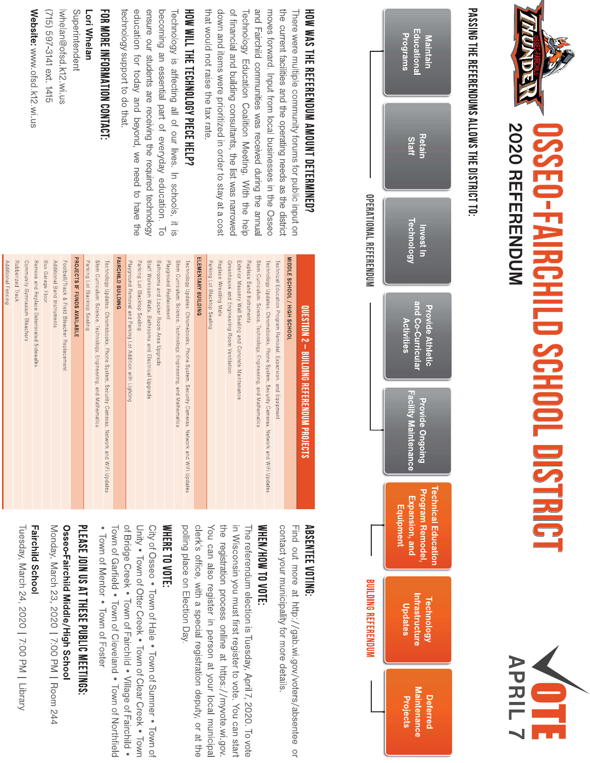# OSSEO-FAIRCHILD SCHOOL DISTRICT

## 2020 REFERENDUM

VOTE APRIL 7

## PASSING THE REFERENDUMS ALLOWS THE DISTRICT TO:

**OPERATIONAL REFERENDUM**

- Maintain Educational Programs
- Retain Staff
- Invest In Technology
- Provide Athletic and Co-Curricular Activities
- Provide Ongoing Facility Maintenance

**BUILDING REFERENDUM**

- Technical Education Program Remodel, Expansion, and Equipment
- Technology Infrastructure Updates
- Deferred Maintenance Projects

## HOW WAS THE REFERENDUM AMOUNT DETERMINED?

There were multiple community forums for public input on the current facilities and the operating needs as the district moves forward. Input from local businesses in the Osseo and Fairchild communities was received during the annual Technology Education Coalition Meeting. With the help of financial and building consultants, the list was narrowed down and items were prioritized in order to stay at a cost that would not raise the tax rate.

## HOW WILL THE TECHNOLOGY PIECE HELP?

Technology is affecting all of our lives. In schools, it is becoming an essential part of everyday education. To ensure our students are receiving the required technology education for today and beyond, we need to have the technology support to do that.

## FOR MORE INFORMATION CONTACT:

**Lori Whelan**
Superintendent
lwhelan@ofsd.k12.wi.us
(715) 597-3141 ext. 1415
**Website:** www.ofsd.k12.wi.us

## QUESTION 2 – BUILDING REFERENDUM PROJECTS

**MIDDLE SCHOOL / HIGH SCHOOL**

- Technical Education Program Remodel, Expansion, and Equipment
- Technology Updates: Chromebooks, Phone System, Security Cameras, Network and WiFi Updates
- Stem Curriculum: Science, Technology, Engineering, and Mathematics
- Replace Band Instruments
- Exterior Masonry Wall Sealing and Concrete Maintenance
- Greenhouse and Engineering Room Ventilation
- Replace Wrestling Mats
- Parking Lot Blacktop Sealing

**ELEMENTARY BUILDING**

- Technology Updates: Chromebooks, Phone System, Security Cameras, Network and WiFi Updates
- Stem Curriculum: Science, Technology, Engineering, and Mathematics
- Playground Replacement
- Bathrooms and Locker Room Area Upgrade
- Staff Workroom Walls, Bathrooms and Electrical Upgrade
- Parking Lot Blacktop Sealing
- Playground Removal and Parking Lot Addition with Lighting

**FAIRCHILD BUILDING**

- Technology Updates: Chromebooks, Phone System, Security Cameras, Network and WiFi Updates
- Stem Curriculum: Science, Technology, Engineering, and Mathematics
- Parking Lot Blacktop Sealing

**PROJECTS IF FUNDS AVAILABLE**

- Football/Track & Field Bleacher Replacement
- Additional Band Instruments
- Bus Garage Floor
- Remove and Replace Deteriorated Sidewalks
- Community Gymnasium Bleachers
- Rubberized Track
- Additional Fencing

## ABSENTEE VOTING:

Find out more at http://gab.wi.gov/voters/absentee or contact your municipality for more details.

## WHEN/HOW TO VOTE:

The referendum election is Tuesday, April 7, 2020. To vote in Wisconsin you must first register to vote. You can start the registration process online at https://myvote.wi.gov. You can also register in person at your local municipal clerk's office, with a special registration deputy, or at the polling place on Election Day.

## WHERE TO VOTE:

City of Osseo • Town of Hale • Town of Sumner • Town of Unity • Town of Otter Creek • Town of Clear Creek • Town of Bridge Creek • Town of Fairchild • Village of Fairchild • Town of Garfield • Town of Cleveland • Town of Northfield • Town of Mentor • Town of Foster

## PLEASE JOIN US AT THESE PUBLIC MEETINGS:

**Osseo-Fairchild Middle/High School**
Monday, March 23, 2020 | 7:00 PM | Room 244

**Fairchild School**
Tuesday, March 24, 2020 | 7:00 PM | Library